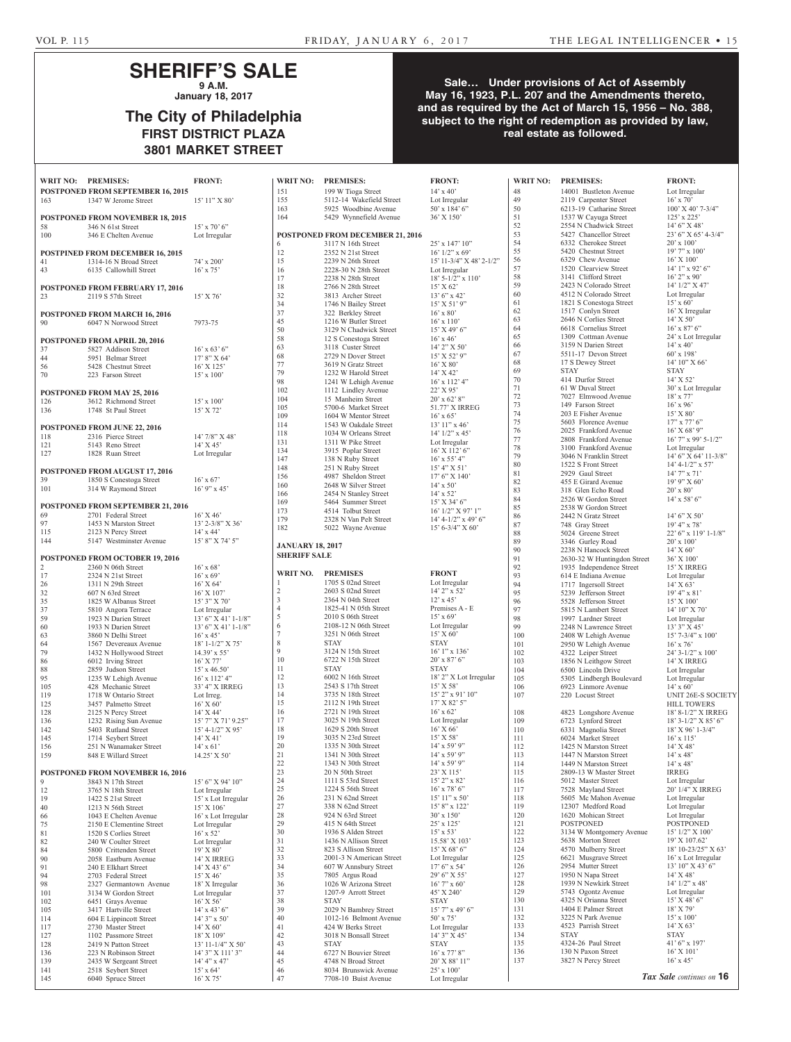# SHERIFF'S SALE

**9 A.M.**

**January 18, 2017**

## The City of Philadelphia

**FIRST DISTRICT PLAZA**

**3801 MARKET STREET**

**Sale… Under provisions of Act of Assembly May 16, 1923, P.L. 207 and the Amendments thereto, and as required by the Act of March 15, 1956 – No. 388, subject to the right of redemption as provided by law, real estate as followed.**

| WRIT NO: | PREMISES: | FRONT: |
|---|---|---|
| **POSTPONED FROM SEPTEMBER 16, 2015** | | |
| 163 | 1347 W Jerome Street | 15' 11" X 80' |
| **POSTPONED FROM NOVEMBER 18, 2015** | | |
| 58 | 346 N 61st Street | 15' x 70' 6" |
| 100 | 346 E Chelten Avenue | Lot Irregular |
| **POSTPINED FROM DECEMBER 16, 2015** | | |
| 41 | 1314-16 N Broad Street | 74' x 200' |
| 43 | 6135 Callowhill Street | 16' x 75' |
| **POSTPONED FROM FEBRUARY 17, 2016** | | |
| 23 | 2119 S 57th Street | 15' X 76' |
| **POSTPONED FROM MARCH 16, 2016** | | |
| 90 | 6047 N Norwood Street | 7973-75 |
| **POSTPONED FROM APRIL 20, 2016** | | |
| 37 | 5827 Addison Street | 16' x 63' 6" |
| 44 | 5951 Belmar Street | 17' 8" X 64' |
| 56 | 5428 Chestnut Street | 16' X 125' |
| 70 | 223 Farson Street | 15' x 100' |
| **POSTPONED FROM MAY 25, 2016** | | |
| 126 | 3612 Richmond Street | 15' x 100' |
| 136 | 1748 St Paul Street | 15' X 72' |
| **POSTPONED FROM JUNE 22, 2016** | | |
| 118 | 2316 Pierce Street | 14' 7/8" X 48' |
| 121 | 5143 Reno Street | 14' X 45' |
| 127 | 1828 Ruan Street | Lot Irregular |
| **POSTPONED FROM AUGUST 17, 2016** | | |
| 39 | 1850 S Conestoga Street | 16' x 67' |
| 101 | 314 W Raymond Street | 16' 9" x 45' |
| **POSTPONED FROM SEPTEMBER 21, 2016** | | |
| 69 | 2701 Federal Street | 16' X 46' |
| 97 | 1453 N Marston Street | 13' 2-3/8" X 36' |
| 115 | 2123 N Percy Street | 14' x 44' |
| 144 | 5147 Westminster Avenue | 15' 8" X 74' 5" |
| **POSTPONED FROM OCTOBER 19, 2016** | | |
| 2 | 2360 N 06th Street | 16' x 68' |
| 17 | 2324 N 21st Street | 16' x 69' |
| 26 | 1311 N 29th Street | 16' X 64' |
| 32 | 607 N 63rd Street | 16' X 107' |
| 35 | 1825 W Albanus Street | 15' 3" X 70' |
| 37 | 5810 Angora Terrace | Lot Irregular |
| 59 | 1923 N Darien Street | 13' 6" X 41' 1-1/8" |
| 60 | 1933 N Darien Street | 13' 6" X 41' 1-1/8" |
| 63 | 3860 N Delhi Street | 16' x 45' |
| 64 | 1567 Devereaux Avenue | 18' 1-1/2" X 75' |
| 79 | 1432 N Hollywood Street | 14.39' x 55' |
| 86 | 6012 Irving Street | 16' X 77' |
| 88 | 2859 Judson Street | 15' x 46.50' |
| 95 | 1235 W Lehigh Avenue | 16' x 112' 4" |
| 105 | 428 Mechanic Street | 33' 4" X IRREG |
| 119 | 1718 W Ontario Street | Lot Irreg. |
| 125 | 3457 Palmetto Street | 16' X 60' |
| 128 | 2125 N Percy Street | 14' X 44' |
| 136 | 1232 Rising Sun Avenue | 15' 7" X 71' 9.25" |
| 142 | 5403 Rutland Street | 15' 4-1/2" X 95' |
| 145 | 1714 Seybert Street | 14' X 41' |
| 156 | 251 N Wanamaker Street | 14' x 61' |
| 159 | 848 E Willard Street | 14.25' X 50' |
| **POSTPONED FROM NOVEMBER 16, 2016** | | |
| 9 | 3843 N 17th Street | 15' 6" X 94' 10" |
| 12 | 3765 N 18th Street | Lot Irregular |
| 19 | 1422 S 21st Street | 15' x Lot Irregular |
| 40 | 1213 N 56th Street | 15' X 106' |
| 66 | 1043 E Chelten Avenue | 16' x Lot Irregular |
| 75 | 2150 E Clementine Street | Lot Irregular |
| 81 | 1520 S Corlies Street | 16' x 52' |
| 82 | 240 W Coulter Street | Lot Irregular |
| 84 | 5800 Crittenden Street | 19' X 80' |
| 90 | 2058 Eastburn Avenue | 14' X IRREG |
| 91 | 240 E Elkhart Street | 14' X 43' 6" |
| 94 | 2703 Federal Street | 15' X 46' |
| 98 | 2327 Germantown Avenue | 18' X Irregular |
| 101 | 3134 W Gordon Street | Lot Irregular |
| 102 | 6451 Grays Avenue | 16' X 56' |
| 105 | 3417 Hartville Street | 14' x 43' 6" |
| 114 | 604 E Lippincott Street | 14' 3" x 50' |
| 117 | 2730 Master Street | 14' X 60' |
| 127 | 1102 Passmore Street | 18' X 109' |
| 128 | 2419 N Patton Street | 13' 11-1/4" X 50' |
| 136 | 223 N Robinson Street | 14' 3" X 111' 3" |
| 139 | 2435 W Sergeant Street | 14' 4" x 47' |
| 141 | 2518 Seybert Street | 15' x 64' |
| 145 | 6040 Spruce Street | 16' X 75' |
| 151 | 199 W Tioga Street | 14' x 40' |
| 155 | 5112-14 Wakefield Street | Lot Irregular |
| 163 | 5925 Woodbine Avenue | 50' x 184' 6" |
| 164 | 5429 Wynnefield Avenue | 36' X 150' |
| **POSTPONED FROM DECEMBER 21, 2016** | | |
| 6 | 3117 N 16th Street | 25' x 147' 10" |
| 12 | 2352 N 21st Street | 16' 1/2" x 69' |
| 15 | 2239 N 26th Street | 15' 11-3/4" X 48' 2-1/2" |
| 16 | 2228-30 N 28th Street | Lot Irregular |
| 17 | 2238 N 28th Street | 18' 5-1/2" x 110' |
| 18 | 2766 N 28th Street | 15' X 62' |
| 32 | 3813 Archer Street | 13' 6" x 42' |
| 34 | 1746 N Bailey Street | 15' X 51' 9" |
| 37 | 322 Berkley Street | 16' x 80' |
| 45 | 1216 W Butler Street | 16' x 110' |
| 50 | 3129 N Chadwick Street | 15' X 49' 6" |
| 58 | 12 S Conestoga Street | 16' x 46' |
| 63 | 3118 Custer Street | 14' 2" X 50' |
| 68 | 2729 N Dover Street | 15' X 52' 9" |
| 77 | 3619 N Gratz Street | 16' X 80' |
| 79 | 1232 W Harold Street | 14' X 42' |
| 98 | 1241 W Lehigh Avenue | 16' x 112' 4" |
| 102 | 1112 Lindley Avenue | 22' X 95' |
| 104 | 15 Manheim Street | 20' x 62' 8" |
| 105 | 5700-6 Market Street | 51.77' X IRREG |
| 109 | 1604 W Mentor Street | 16' x 65' |
| 114 | 1543 W Oakdale Street | 13' 11" x 46' |
| 118 | 1034 W Orleans Street | 14' 1/2" x 45' |
| 131 | 1311 W Pike Street | Lot Irregular |
| 134 | 3915 Poplar Street | 16' X 112' 6" |
| 147 | 138 N Ruby Street | 16' x 55' 4" |
| 148 | 251 N Ruby Street | 15' 4" X 51' |
| 156 | 4987 Sheldon Street | 17' 6" X 140' |
| 160 | 2648 W Silver Street | 14' x 50' |
| 166 | 2454 N Stanley Street | 14' x 52' |
| 169 | 5464 Summer Street | 15' X 34' 6" |
| 173 | 4514 Tolbut Street | 16' 1/2" X 97' 1" |
| 179 | 2328 N Van Pelt Street | 14' 4-1/2" x 49' 6" |
| 182 | 5022 Wayne Avenue | 15' 6-3/4" X 60' |

**JANUARY 18, 2017**

**SHERIFF SALE**

| WRIT NO. | PREMISES | FRONT |
|---|---|---|
| 1 | 1705 S 02nd Street | Lot Irregular |
| 2 | 2603 S 02nd Street | 14' 2" x 52' |
| 3 | 2364 N 04th Street | 12' x 45' |
| 4 | 1825-41 N 05th Street | Premises A - E |
| 5 | 2010 S 06th Street | 15' x 69' |
| 6 | 2108-12 N 06th Street | Lot Irregular |
| 7 | 3251 N 06th Street | 15' X 60' |
| 8 | STAY | STAY |
| 9 | 3124 N 15th Street | 16' 1" x 136' |
| 10 | 6722 N 15th Street | 20' x 87' 6" |
| 11 | STAY | STAY |
| 12 | 6002 N 16th Street | 18' 2" X Lot Irregular |
| 13 | 2543 S 17th Street | 15' X 58' |
| 14 | 3735 N 18th Street | 15' 2" x 91' 10" |
| 15 | 2112 N 19th Street | 17' X 82' 5" |
| 16 | 2721 N 19th Street | 16' x 62' |
| 17 | 3025 N 19th Street | Lot Irregular |
| 18 | 1629 S 20th Street | 16' X 66' |
| 19 | 3035 N 23rd Street | 15' X 58' |
| 20 | 1335 N 30th Street | 14' x 59' 9" |
| 21 | 1341 N 30th Street | 14' x 59' 9" |
| 22 | 1343 N 30th Street | 14' x 59' 9" |
| 23 | 20 N 50th Street | 23' X 115' |
| 24 | 1111 S 53rd Street | 15' 2" x 82' |
| 25 | 1224 S 56th Street | 16' x 78' 6" |
| 26 | 231 N 62nd Street | 15' 11" x 50' |
| 27 | 338 N 62nd Street | 15' 8" x 122' |
| 28 | 924 N 63rd Street | 30' x 150' |
| 29 | 415 N 64th Street | 25' x 125' |
| 30 | 1936 S Alden Street | 15' x 53' |
| 31 | 1436 N Allison Street | 15.58' X 103' |
| 32 | 823 S Allison Street | 15' X 68' 6" |
| 33 | 2001-3 N American Street | Lot Irregular |
| 34 | 607 W Annsbury Street | 17' 6" x 54' |
| 35 | 7805 Argus Road | 29' 6" X 55' |
| 36 | 1026 W Arizona Street | 16' 7" x 60' |
| 37 | 1207-9 Arrott Street | 45' X 240' |
| 38 | STAY | STAY |
| 39 | 2029 N Bambrey Street | 15' 7" x 49' 6" |
| 40 | 1012-16 Belmont Avenue | 50' x 75' |
| 41 | 424 W Berks Street | Lot Irregular |
| 42 | 3018 N Bonsall Street | 14' 3" X 45' |
| 43 | STAY | STAY |
| 44 | 6727 N Bouvier Street | 16' x 77' 8" |
| 45 | 4748 N Broad Street | 20' X 88' 11" |
| 46 | 8034 Brunswick Avenue | 25' x 100' |
| 47 | 7708-10 Buist Avenue | Lot Irregular |
| 48 | 14001 Bustleton Avenue | Lot Irregular |
| 49 | 2119 Carpenter Street | 16' x 70' |
| 50 | 6213-19 Catharine Street | 100' X 40' 7-3/4" |
| 51 | 1537 W Cayuga Street | 125' x 225' |
| 52 | 2554 N Chadwick Street | 14' 6" X 48' |
| 53 | 5427 Chancellor Street | 23' 6" X 65' 4-3/4" |
| 54 | 6332 Cherokee Street | 20' x 100' |
| 55 | 5420 Chestnut Street | 19' 7" x 100' |
| 56 | 6329 Chew Avenue | 16' X 100' |
| 57 | 1520 Clearview Street | 14' 1" x 92' 6" |
| 58 | 3141 Clifford Street | 16' 2" x 90' |
| 59 | 2423 N Colorado Street | 14' 1/2" X 47' |
| 60 | 4512 N Colorado Street | Lot Irregular |
| 61 | 1821 S Conestoga Street | 15' x 60' |
| 62 | 1517 Conlyn Street | 16' X Irregular |
| 63 | 2646 N Corlies Street | 14' X 50' |
| 64 | 6618 Cornelius Street | 16' x 87' 6" |
| 65 | 1309 Cottman Avenue | 24' x Lot Irregular |
| 66 | 3159 N Darien Street | 14' x 40' |
| 67 | 5511-17 Devon Street | 60' x 198' |
| 68 | 17 S Dewey Street | 14' 10" X 66' |
| 69 | STAY | STAY |
| 70 | 414 Durfor Street | 14' X 52' |
| 71 | 61 W Duval Street | 30' x Lot Irregular |
| 72 | 7027 Elmwood Avenue | 18' x 77' |
| 73 | 149 Farson Street | 16' x 96' |
| 74 | 203 E Fisher Avenue | 15' X 80' |
| 75 | 5603 Florence Avenue | 17" x 77' 6" |
| 76 | 2025 Frankford Avenue | 16' X 68' 9" |
| 77 | 2808 Frankford Avenue | 16' 7" x 99' 5-1/2" |
| 78 | 3100 Frankford Avenue | Lot Irregular |
| 79 | 3046 N Franklin Street | 14' 6" X 64' 11-3/8" |
| 80 | 1522 S Front Street | 14' 4-1/2" x 57' |
| 81 | 2929 Gaul Street | 14' 7" x 71' |
| 82 | 455 E Girard Avenue | 19' 9" X 60' |
| 83 | 318 Glen Echo Road | 20' x 80' |
| 84 | 2526 W Gordon Street | 14' x 58' 6" |
| 85 | 2538 W Gordon Street | |
| 86 | 2442 N Gratz Street | 14' 6" X 50' |
| 87 | 748 Gray Street | 19' 4" x 78' |
| 88 | 5024 Greene Street | 22' 6" x 119' 1-1/8" |
| 89 | 3346 Gurley Road | 20' x 100' |
| 90 | 2238 N Hancock Street | 14' X 60' |
| 91 | 2630-32 W Huntingdon Street | 36' X 100' |
| 92 | 1935 Independence Street | 15' X IRREG |
| 93 | 614 E Indiana Avenue | Lot Irregular |
| 94 | 1717 Ingersoll Street | 14' X 63' |
| 95 | 5239 Jefferson Street | 19' 4" x 81' |
| 96 | 5528 Jefferson Street | 15' X 100' |
| 97 | 5815 N Lambert Street | 14' 10" X 70' |
| 98 | 1997 Lardner Street | Lot Irregular |
| 99 | 2248 N Lawrence Street | 13' 3" X 45' |
| 100 | 2408 W Lehigh Avenue | 15' 7-3/4" x 100' |
| 101 | 2950 W Lehigh Avenue | 16' x 76' |
| 102 | 4322 Leiper Street | 24' 3-1/2" x 100' |
| 103 | 1856 N Leithgow Street | 14' X IRREG |
| 104 | 6500 Lincoln Drive | Lot Irregular |
| 105 | 5305 Lindbergh Boulevard | Lot Irregular |
| 106 | 6923 Linmore Avenue | 14' x 60' |
| 107 | 220 Locust Street | UNIT 26E-S SOCIETY HILL TOWERS |
| 108 | 4823 Longshore Avenue | 18' 8-1/2" X IRREG |
| 109 | 6723 Lynford Street | 18' 3-1/2" X 85' 6" |
| 110 | 6331 Magnolia Street | 18' X 96' 1-3/4" |
| 111 | 6024 Market Street | 16' x 115' |
| 112 | 1425 N Marston Street | 14' X 48' |
| 113 | 1447 N Marston Street | 14' x 48' |
| 114 | 1449 N Marston Street | 14' x 48' |
| 115 | 2809-13 W Master Street | IRREG |
| 116 | 5012 Master Street | Lot Irregular |
| 117 | 7528 Mayland Street | 20' 1/4" X IRREG |
| 118 | 5605 Mc Mahon Avenue | Lot Irregular |
| 119 | 12307 Medford Road | Lot Irregular |
| 120 | 1620 Mohican Street | Lot Irregular |
| 121 | POSTPONED | POSTPONED |
| 122 | 3134 W Montgomery Avenue | 15' 1/2" X 100' |
| 123 | 5638 Morton Street | 19' X 107.62' |
| 124 | 4570 Mulberry Street | 18' 10-23/25" X 63' |
| 125 | 6621 Musgrave Street | 16' x Lot Irregular |
| 126 | 2954 Mutter Street | 13' 10" X 43' 6" |
| 127 | 1950 N Napa Street | 14' X 48' |
| 128 | 1939 N Newkirk Street | 14' 1/2" x 48' |
| 129 | 5743 Ogontz Avenue | Lot Irregular |
| 130 | 4325 N Orianna Street | 15' X 48' 6" |
| 131 | 1404 E Palmer Street | 18' X 79' |
| 132 | 3225 N Park Avenue | 15' x 100' |
| 133 | 4523 Parrish Street | 14' X 63' |
| 134 | STAY | STAY |
| 135 | 4324-26 Paul Street | 41' 6" x 197' |
| 136 | 130 N Paxon Street | 16' X 101' |
| 137 | 3827 N Percy Street | 16' x 45' |

*Tax Sale continues on* **16**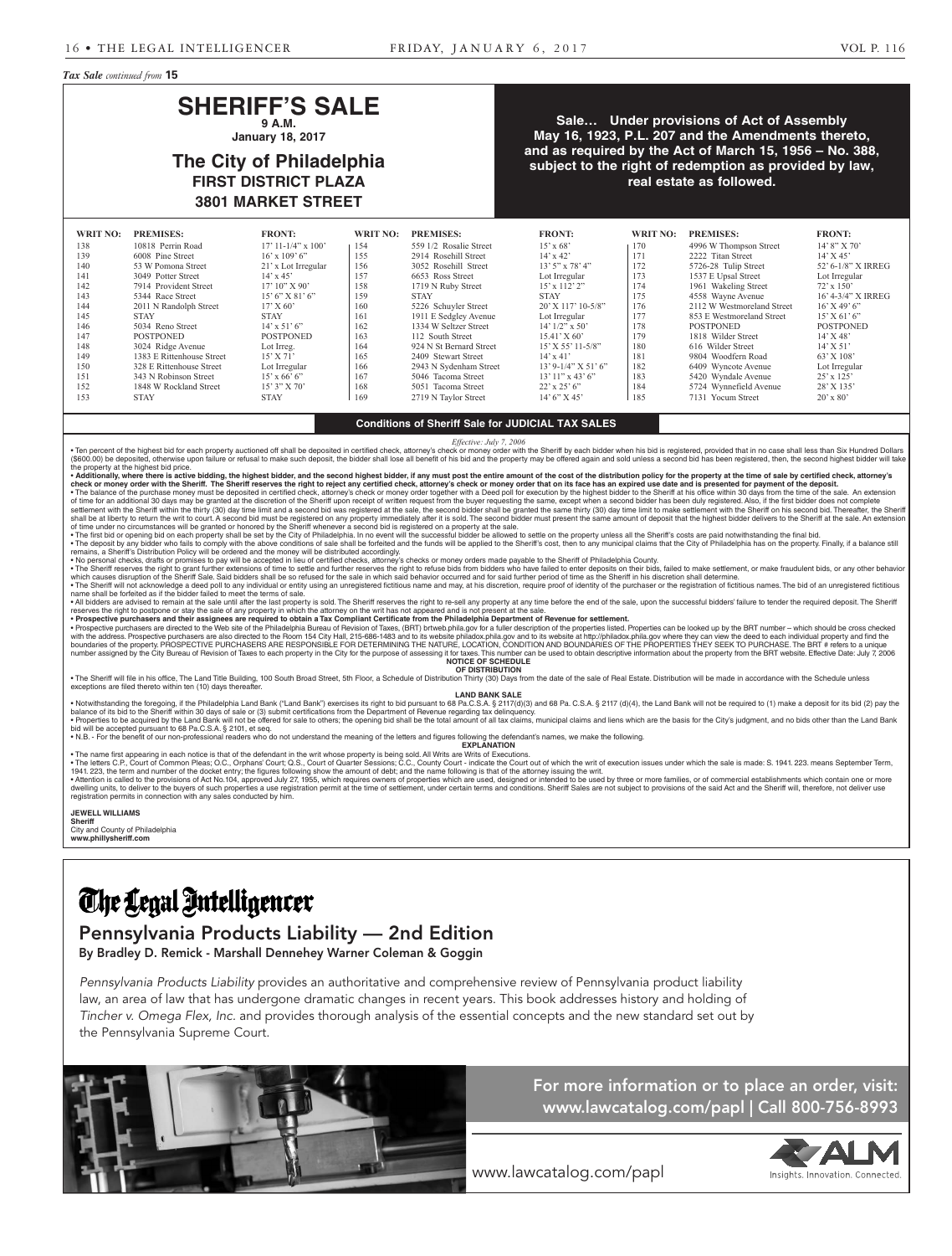*Tax Sale continued from* **15**

# SHERIFF'S SALE

**9 A.M.**

**January 18, 2017**

## The City of Philadelphia

**FIRST DISTRICT PLAZA**

**3801 MARKET STREET**

**Sale… Under provisions of Act of Assembly May 16, 1923, P.L. 207 and the Amendments thereto, and as required by the Act of March 15, 1956 – No. 388, subject to the right of redemption as provided by law, real estate as followed.**

| WRIT NO: | PREMISES: | FRONT: | WRIT NO: | PREMISES: | FRONT: | WRIT NO: | PREMISES: | FRONT: |
|---|---|---|---|---|---|---|---|---|
| 138 | 10818 Perrin Road | 17' 11-1/4" x 100' | 154 | 559 1/2 Rosalie Street | 15' x 68' | 170 | 4996 W Thompson Street | 14' 8" X 70' |
| 139 | 6008 Pine Street | 16' x 109' 6" | 155 | 2914 Rosehill Street | 14' x 42' | 171 | 2222 Titan Street | 14' X 45' |
| 140 | 53 W Pomona Street | 21' x Lot Irregular | 156 | 3052 Rosehill Street | 13' 5" x 78' 4" | 172 | 5726-28 Tulip Street | 52' 6-1/8" X IRREG |
| 141 | 3049 Potter Street | 14' x 45' | 157 | 6653 Ross Street | Lot Irregular | 173 | 1537 E Upsal Street | Lot Irregular |
| 142 | 7914 Provident Street | 17' 10" X 90' | 158 | 1719 N Ruby Street | 15' x 112' 2" | 174 | 1961 Wakeling Street | 72' x 150' |
| 143 | 5344 Race Street | 15' 6" X 81' 6" | 159 | STAY | STAY | 175 | 4558 Wayne Avenue | 16' 4-3/4" X IRREG |
| 144 | 2011 N Randolph Street | 17' X 60' | 160 | 5226 Schuyler Street | 20' X 117' 10-5/8" | 176 | 2112 W Westmoreland Street | 16' X 49' 6" |
| 145 | STAY | STAY | 161 | 1911 E Sedgley Avenue | Lot Irregular | 177 | 853 E Westmoreland Street | 15' X 61' 6" |
| 146 | 5034 Reno Street | 14' x 51' 6" | 162 | 1334 W Seltzer Street | 14' 1/2" x 50' | 178 | POSTPONED | POSTPONED |
| 147 | POSTPONED | POSTPONED | 163 | 112 South Street | 15.41' X 60' | 179 | 1818 Wilder Street | 14' X 48' |
| 148 | 3024 Ridge Avenue | Lot Irreg. | 164 | 924 N St Bernard Street | 15' X 55' 11-5/8" | 180 | 616 Wilder Street | 14' X 51' |
| 149 | 1383 E Rittenhouse Street | 15' X 71' | 165 | 2409 Stewart Street | 14' x 41' | 181 | 9804 Woodfern Road | 63' X 108' |
| 150 | 328 E Rittenhouse Street | Lot Irregular | 166 | 2943 N Sydenham Street | 13' 9-1/4" X 51' 6" | 182 | 6409 Wyncote Avenue | Lot Irregular |
| 151 | 343 N Robinson Street | 15' x 66' 6" | 167 | 5046 Tacoma Street | 13' 11" x 43' 6" | 183 | 5420 Wyndale Avenue | 25' x 125' |
| 152 | 1848 W Rockland Street | 15' 3" X 70' | 168 | 5051 Tacoma Street | 22' x 25' 6" | 184 | 5724 Wynnefield Avenue | 28' X 135' |
| 153 | STAY | STAY | 169 | 2719 N Taylor Street | 14' 6" X 45' | 185 | 7131 Yocum Street | 20' x 80' |

### Conditions of Sheriff Sale for JUDICIAL TAX SALES

*Effective: July 7, 2006*

• Ten percent of the highest bid for each property auctioned off shall be deposited in certified check, attorney's check or money order with the Sheriff by each bidder when his bid is registered, provided that in no case shall less than Six Hundred Dollars ($600.00) be deposited, otherwise upon failure or refusal to make such deposit, the bidder shall lose all benefit of his bid and the property may be offered again and sold unless a second bid has been registered, then, the second highest bidder will take the property at the highest bid price.

**• Additionally, where there is active bidding, the highest bidder, and the second highest bidder, if any must post the entire amount of the cost of the distribution policy for the property at the time of sale by certified check, attorney's check or money order with the Sheriff. The Sheriff reserves the right to reject any certified check, attorney's check or money order that on its face has an expired use date and is presented for payment of the deposit.**

• The balance of the purchase money must be deposited in certified check, attorney's check or money order together with a Deed poll for execution by the highest bidder to the Sheriff at his office within 30 days from the time of the sale. An extension of time for an additional 30 days may be granted at the discretion of the Sheriff upon receipt of written request from the buyer requesting the same, except when a second bidder has been duly registered. Also, if the first bidder does not complete settlement with the Sheriff within the thirty (30) day time limit and a second bid was registered at the sale, the second bidder shall be granted the same thirty (30) day time limit to make settlement with the Sheriff on his second bid. Thereafter, the Sheriff shall be at liberty to return the writ to court. A second bid must be registered on any property immediately after it is sold. The second bidder must present the same amount of deposit that the highest bidder delivers to the Sheriff at the sale. An extension of time under no circumstances will be granted or honored by the Sheriff whenever a second bid is registered on a property at the sale.

• The first bid or opening bid on each property shall be set by the City of Philadelphia. In no event will the successful bidder be allowed to settle on the property unless all the Sheriff's costs are paid notwithstanding the final bid.

• The deposit by any bidder who fails to comply with the above conditions of sale shall be forfeited and the funds will be applied to the Sheriff's cost, then to any municipal claims that the City of Philadelphia has on the property. Finally, if a balance still remains, a Sheriff's Distribution Policy will be ordered and the money will be distributed accordingly.

• No personal checks, drafts or promises to pay will be accepted in lieu of certified checks, attorney's checks or money orders made payable to the Sheriff of Philadelphia County.

• The Sheriff reserves the right to grant further extensions of time to settle and further reserves the right to refuse bids from bidders who have failed to enter deposits on their bids, failed to make settlement, or make fraudulent bids, or any other behavior which causes disruption of the Sheriff Sale. Said bidders shall be so refused for the sale in which said behavior occurred and for said further period of time as the Sheriff in his discretion shall determine.

• The Sheriff will not acknowledge a deed poll to any individual or entity using an unregistered fictitious name and may, at his discretion, require proof of identity of the purchaser or the registration of fictitious names. The bid of an unregistered fictitious name shall be forfeited as if the bidder failed to meet the terms of sale.

• All bidders are advised to remain at the sale until after the last property is sold. The Sheriff reserves the right to re-sell any property at any time before the end of the sale, upon the successful bidders' failure to tender the required deposit. The Sheriff reserves the right to postpone or stay the sale of any property in which the attorney on the writ has not appeared and is not present at the sale.

**• Prospective purchasers and their assignees are required to obtain a Tax Compliant Certificate from the Philadelphia Department of Revenue for settlement.**

• Prospective purchasers are directed to the Web site of the Philadelphia Bureau of Revision of Taxes, (BRT) brtweb.phila.gov for a fuller description of the properties listed. Properties can be looked up by the BRT number – which should be cross checked with the address. Prospective purchasers are also directed to the Room 154 City Hall, 215-686-1483 and to its website philadox.phila.gov and to its website at http://philadox.phila.gov where they can view the deed to each individual property and find the boundaries of the property. PROSPECTIVE PURCHASERS ARE RESPONSIBLE FOR DETERMINING THE NATURE, LOCATION, CONDITION AND BOUNDARIES OF THE PROPERTIES THEY SEEK TO PURCHASE. The BRT # refers to a unique number assigned by the City Bureau of Revision of Taxes to each property in the City for the purpose of assessing it for taxes. This number can be used to obtain descriptive information about the property from the BRT website. Effective Date: July 7, 2006

**NOTICE OF SCHEDULE OF DISTRIBUTION**

• The Sheriff will file in his office, The Land Title Building, 100 South Broad Street, 5th Floor, a Schedule of Distribution Thirty (30) Days from the date of the sale of Real Estate. Distribution will be made in accordance with the Schedule unless exceptions are filed thereto within ten (10) days thereafter.

**LAND BANK SALE**

• Notwithstanding the foregoing, if the Philadelphia Land Bank ("Land Bank") exercises its right to bid pursuant to 68 Pa.C.S.A. § 2117(d)(3) and 68 Pa. C.S.A. § 2117 (d)(4), the Land Bank will not be required to (1) make a deposit for its bid (2) pay the balance of its bid to the Sheriff within 30 days of sale or (3) submit certifications from the Department of Revenue regarding tax delinquency.

• Properties to be acquired by the Land Bank will not be offered for sale to others; the opening bid shall be the total amount of all tax claims, municipal claims and liens which are the basis for the City's judgment, and no bids other than the Land Bank bid will be accepted pursuant to 68 Pa.C.S.A. § 2101, et seq.

• N.B. - For the benefit of our non-professional readers who do not understand the meaning of the letters and figures following the defendant's names, we make the following.

**EXPLANATION**

• The name first appearing in each notice is that of the defendant in the writ whose property is being sold. All Writs are Writs of Executions.

• The letters C.P., Court of Common Pleas; O.C., Orphans' Court; Q.S., Court of Quarter Sessions; C.C., County Court - indicate the Court out of which the writ of execution issues under which the sale is made: S. 1941. 223. means September Term, 1941. 223, the term and number of the docket entry; the figures following show the amount of debt; and the name following is that of the attorney issuing the writ.

• Attention is called to the provisions of Act No.104, approved July 27, 1955, which requires owners of properties which are used, designed or intended to be used by three or more families, or of commercial establishments which contain one or more dwelling units, to deliver to the buyers of such properties a use registration permit at the time of settlement, under certain terms and conditions. Sheriff Sales are not subject to provisions of the said Act and the Sheriff will, therefore, not deliver use registration permits in connection with any sales conducted by him.

**JEWELL WILLIAMS**
**Sheriff**
City and County of Philadelphia
**www.phillysheriff.com**

# The Legal Intelligencer

## Pennsylvania Products Liability — 2nd Edition

**By Bradley D. Remick - Marshall Dennehey Warner Coleman & Goggin**

*Pennsylvania Products Liability* provides an authoritative and comprehensive review of Pennsylvania product liability law, an area of law that has undergone dramatic changes in recent years. This book addresses history and holding of *Tincher v. Omega Flex, Inc.* and provides thorough analysis of the essential concepts and the new standard set out by the Pennsylvania Supreme Court.

For more information or to place an order, visit: www.lawcatalog.com/papl | Call 800-756-8993

www.lawcatalog.com/papl

ALM
Insights. Innovation. Connected.